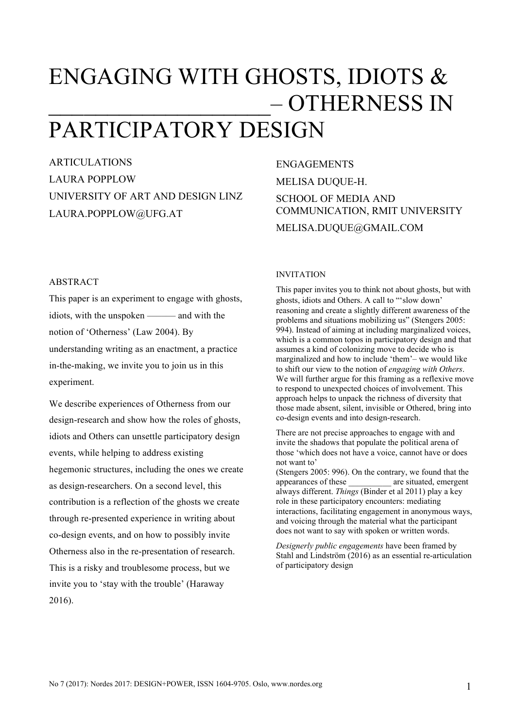# ENGAGING WITH GHOSTS, IDIOTS & ___________________ – OTHERNESS IN PARTICIPATORY DESIGN

ARTICULATIONS
LAURA POPPLOW
UNIVERSITY OF ART AND DESIGN LINZ
LAURA.POPPLOW@UFG.AT

ENGAGEMENTS
MELISA DUQUE-H.
SCHOOL OF MEDIA AND COMMUNICATION, RMIT UNIVERSITY
MELISA.DUQUE@GMAIL.COM

## ABSTRACT

This paper is an experiment to engage with ghosts, idiots, with the unspoken ——— and with the notion of 'Otherness' (Law 2004). By understanding writing as an enactment, a practice in-the-making, we invite you to join us in this experiment.

We describe experiences of Otherness from our design-research and show how the roles of ghosts, idiots and Others can unsettle participatory design events, while helping to address existing hegemonic structures, including the ones we create as design-researchers. On a second level, this contribution is a reflection of the ghosts we create through re-presented experience in writing about co-design events, and on how to possibly invite Otherness also in the re-presentation of research. This is a risky and troublesome process, but we invite you to 'stay with the trouble' (Haraway 2016).

## INVITATION

This paper invites you to think not about ghosts, but with ghosts, idiots and Others. A call to "'slow down' reasoning and create a slightly different awareness of the problems and situations mobilizing us" (Stengers 2005: 994). Instead of aiming at including marginalized voices, which is a common topos in participatory design and that assumes a kind of colonizing move to decide who is marginalized and how to include 'them'– we would like to shift our view to the notion of *engaging with Others*. We will further argue for this framing as a reflexive move to respond to unexpected choices of involvement. This approach helps to unpack the richness of diversity that those made absent, silent, invisible or Othered, bring into co-design events and into design-research.

There are not precise approaches to engage with and invite the shadows that populate the political arena of those 'which does not have a voice, cannot have or does not want to' (Stengers 2005: 996). On the contrary, we found that the appearances of these __________ are situated, emergent always different. *Things* (Binder et al 2011) play a key role in these participatory encounters: mediating interactions, facilitating engagement in anonymous ways, and voicing through the material what the participant does not want to say with spoken or written words.

*Designerly public engagements* have been framed by Stahl and Lindström (2016) as an essential re-articulation of participatory design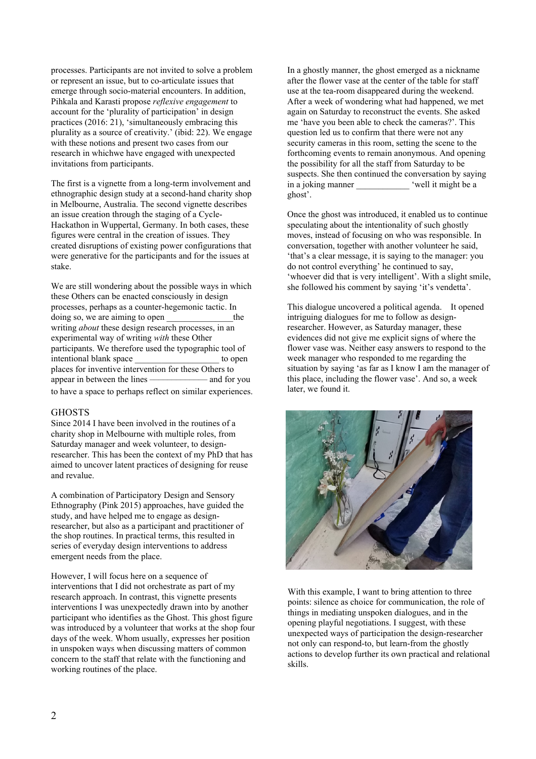processes. Participants are not invited to solve a problem or represent an issue, but to co-articulate issues that emerge through socio-material encounters. In addition, Pihkala and Karasti propose *reflexive engagement* to account for the 'plurality of participation' in design practices (2016: 21), 'simultaneously embracing this plurality as a source of creativity.' (ibid: 22). We engage with these notions and present two cases from our research in whichwe have engaged with unexpected invitations from participants.

The first is a vignette from a long-term involvement and ethnographic design study at a second-hand charity shop in Melbourne, Australia. The second vignette describes an issue creation through the staging of a Cycle-Hackathon in Wuppertal, Germany. In both cases, these figures were central in the creation of issues. They created disruptions of existing power configurations that were generative for the participants and for the issues at stake.

We are still wondering about the possible ways in which these Others can be enacted consciously in design processes, perhaps as a counter-hegemonic tactic. In doing so, we are aiming to open _______________the writing *about* these design research processes, in an experimental way of writing *with* these Other participants. We therefore used the typographic tool of intentional blank space ___________________ to open places for inventive intervention for these Others to appear in between the lines ————— and for you to have a space to perhaps reflect on similar experiences.

## GHOSTS

Since 2014 I have been involved in the routines of a charity shop in Melbourne with multiple roles, from Saturday manager and week volunteer, to design-researcher. This has been the context of my PhD that has aimed to uncover latent practices of designing for reuse and revalue.

A combination of Participatory Design and Sensory Ethnography (Pink 2015) approaches, have guided the study, and have helped me to engage as design-researcher, but also as a participant and practitioner of the shop routines. In practical terms, this resulted in series of everyday design interventions to address emergent needs from the place.

However, I will focus here on a sequence of interventions that I did not orchestrate as part of my research approach. In contrast, this vignette presents interventions I was unexpectedly drawn into by another participant who identifies as the Ghost. This ghost figure was introduced by a volunteer that works at the shop four days of the week. Whom usually, expresses her position in unspoken ways when discussing matters of common concern to the staff that relate with the functioning and working routines of the place.

In a ghostly manner, the ghost emerged as a nickname after the flower vase at the center of the table for staff use at the tea-room disappeared during the weekend. After a week of wondering what had happened, we met again on Saturday to reconstruct the events. She asked me 'have you been able to check the cameras?'. This question led us to confirm that there were not any security cameras in this room, setting the scene to the forthcoming events to remain anonymous. And opening the possibility for all the staff from Saturday to be suspects. She then continued the conversation by saying in a joking manner ____________ 'well it might be a ghost'.

Once the ghost was introduced, it enabled us to continue speculating about the intentionality of such ghostly moves, instead of focusing on who was responsible. In conversation, together with another volunteer he said, 'that's a clear message, it is saying to the manager: you do not control everything' he continued to say, 'whoever did that is very intelligent'. With a slight smile, she followed his comment by saying 'it's vendetta'.

This dialogue uncovered a political agenda. It opened intriguing dialogues for me to follow as design-researcher. However, as Saturday manager, these evidences did not give me explicit signs of where the flower vase was. Neither easy answers to respond to the week manager who responded to me regarding the situation by saying 'as far as I know I am the manager of this place, including the flower vase'. And so, a week later, we found it.

With this example, I want to bring attention to three points: silence as choice for communication, the role of things in mediating unspoken dialogues, and in the opening playful negotiations. I suggest, with these unexpected ways of participation the design-researcher not only can respond-to, but learn-from the ghostly actions to develop further its own practical and relational skills.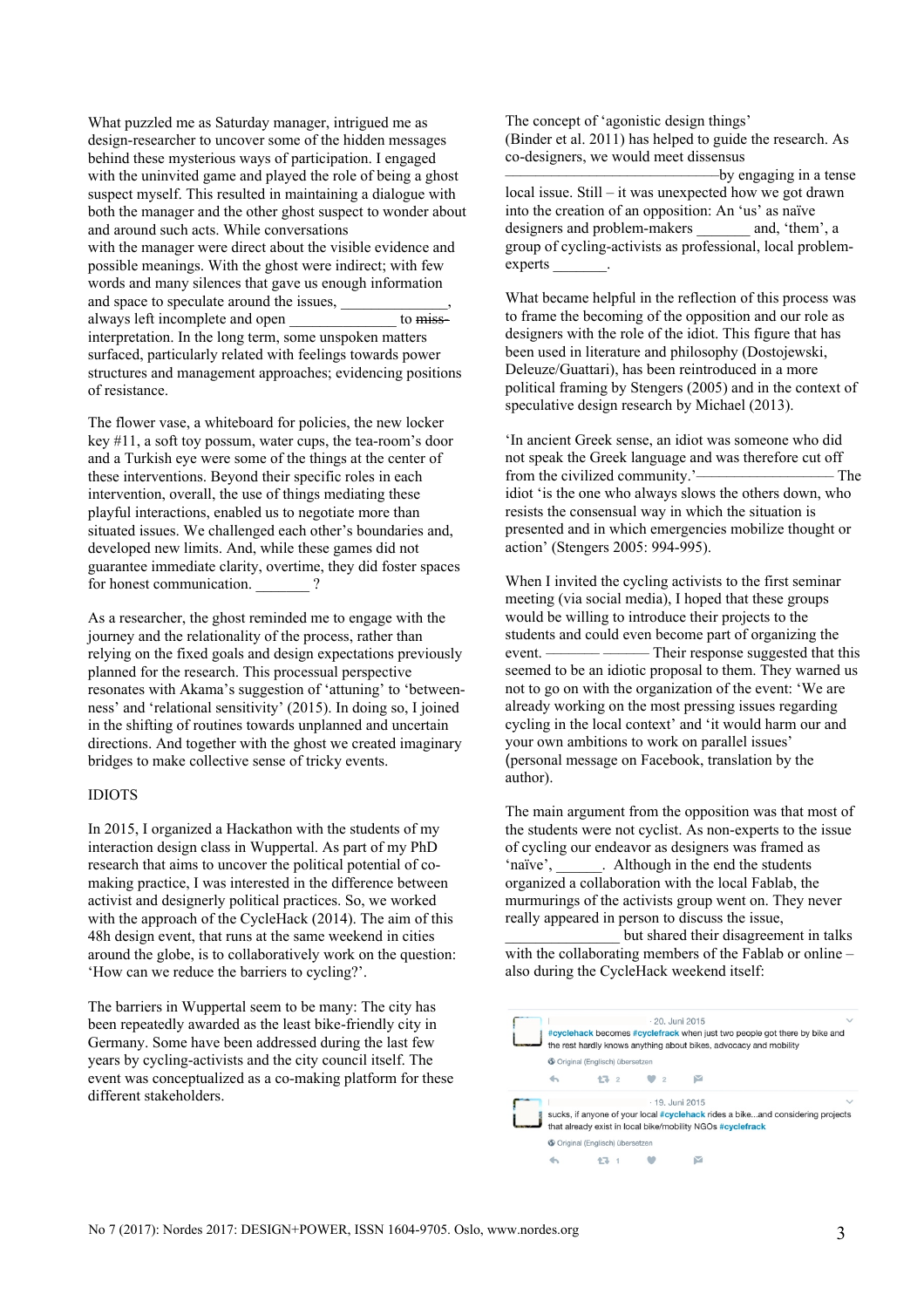What puzzled me as Saturday manager, intrigued me as design-researcher to uncover some of the hidden messages behind these mysterious ways of participation. I engaged with the uninvited game and played the role of being a ghost suspect myself. This resulted in maintaining a dialogue with both the manager and the other ghost suspect to wonder about and around such acts. While conversations with the manager were direct about the visible evidence and possible meanings. With the ghost were indirect; with few words and many silences that gave us enough information and space to speculate around the issues, _______________, always left incomplete and open _______________ to ~~miss-~~ interpretation. In the long term, some unspoken matters surfaced, particularly related with feelings towards power structures and management approaches; evidencing positions of resistance.

The flower vase, a whiteboard for policies, the new locker key #11, a soft toy possum, water cups, the tea-room's door and a Turkish eye were some of the things at the center of these interventions. Beyond their specific roles in each intervention, overall, the use of things mediating these playful interactions, enabled us to negotiate more than situated issues. We challenged each other's boundaries and, developed new limits. And, while these games did not guarantee immediate clarity, overtime, they did foster spaces for honest communication. _______ ?

As a researcher, the ghost reminded me to engage with the journey and the relationality of the process, rather than relying on the fixed goals and design expectations previously planned for the research. This processual perspective resonates with Akama's suggestion of 'attuning' to 'between-ness' and 'relational sensitivity' (2015). In doing so, I joined in the shifting of routines towards unplanned and uncertain directions. And together with the ghost we created imaginary bridges to make collective sense of tricky events.

## IDIOTS

In 2015, I organized a Hackathon with the students of my interaction design class in Wuppertal. As part of my PhD research that aims to uncover the political potential of co-making practice, I was interested in the difference between activist and designerly political practices. So, we worked with the approach of the CycleHack (2014). The aim of this 48h design event, that runs at the same weekend in cities around the globe, is to collaboratively work on the question: 'How can we reduce the barriers to cycling?'.

The barriers in Wuppertal seem to be many: The city has been repeatedly awarded as the least bike-friendly city in Germany. Some have been addressed during the last few years by cycling-activists and the city council itself. The event was conceptualized as a co-making platform for these different stakeholders.

The concept of 'agonistic design things' (Binder et al. 2011) has helped to guide the research. As co-designers, we would meet dissensus ——————————————by engaging in a tense local issue. Still – it was unexpected how we got drawn into the creation of an opposition: An 'us' as naïve designers and problem-makers _______ and, 'them', a group of cycling-activists as professional, local problem-experts _______.

What became helpful in the reflection of this process was to frame the becoming of the opposition and our role as designers with the role of the idiot. This figure that has been used in literature and philosophy (Dostojewski, Deleuze/Guattari), has been reintroduced in a more political framing by Stengers (2005) and in the context of speculative design research by Michael (2013).

'In ancient Greek sense, an idiot was someone who did not speak the Greek language and was therefore cut off from the civilized community.'—————————— The idiot 'is the one who always slows the others down, who resists the consensual way in which the situation is presented and in which emergencies mobilize thought or action' (Stengers 2005: 994-995).

When I invited the cycling activists to the first seminar meeting (via social media), I hoped that these groups would be willing to introduce their projects to the students and could even become part of organizing the event. ———— ——— Their response suggested that this seemed to be an idiotic proposal to them. They warned us not to go on with the organization of the event: 'We are already working on the most pressing issues regarding cycling in the local context' and 'it would harm our and your own ambitions to work on parallel issues' (personal message on Facebook, translation by the author).

The main argument from the opposition was that most of the students were not cyclist. As non-experts to the issue of cycling our endeavor as designers was framed as 'naïve', ______. Although in the end the students organized a collaboration with the local Fablab, the murmurings of the activists group went on. They never really appeared in person to discuss the issue, _______________ but shared their disagreement in talks with the collaborating members of the Fablab or online – also during the CycleHack weekend itself:

· 20. Juni 2015
#cyclehack becomes #cyclefrack when just two people got there by bike and the rest hardly knows anything about bikes, advocacy and mobility
Original (Englisch) übersetzen
2 2

· 19. Juni 2015
sucks, if anyone of your local #cyclehack rides a bike...and considering projects that already exist in local bike/mobility NGOs #cyclefrack
Original (Englisch) übersetzen
1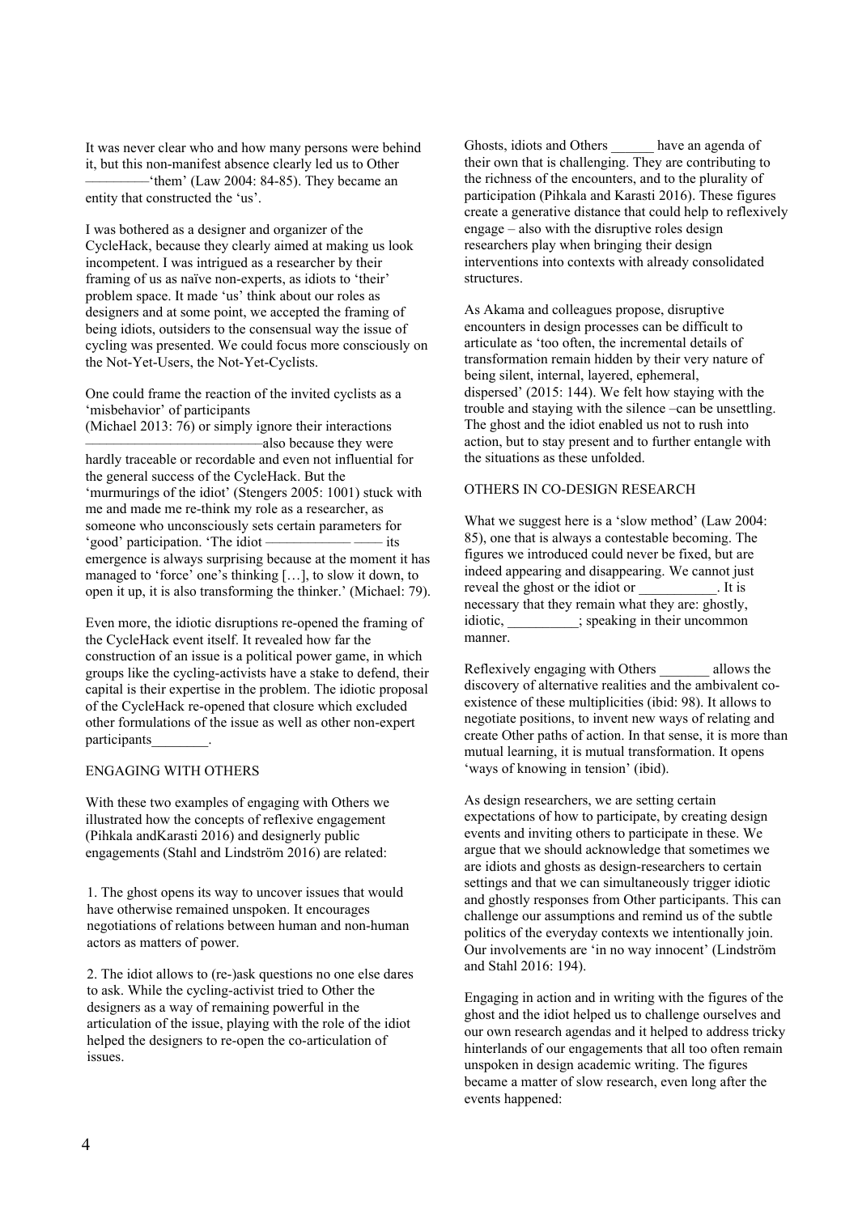It was never clear who and how many persons were behind it, but this non-manifest absence clearly led us to Other —————'them' (Law 2004: 84-85). They became an entity that constructed the 'us'.

I was bothered as a designer and organizer of the CycleHack, because they clearly aimed at making us look incompetent. I was intrigued as a researcher by their framing of us as naïve non-experts, as idiots to 'their' problem space. It made 'us' think about our roles as designers and at some point, we accepted the framing of being idiots, outsiders to the consensual way the issue of cycling was presented. We could focus more consciously on the Not-Yet-Users, the Not-Yet-Cyclists.

One could frame the reaction of the invited cyclists as a 'misbehavior' of participants (Michael 2013: 76) or simply ignore their interactions ——————————————also because they were hardly traceable or recordable and even not influential for the general success of the CycleHack. But the 'murmurings of the idiot' (Stengers 2005: 1001) stuck with me and made me re-think my role as a researcher, as someone who unconsciously sets certain parameters for 'good' participation. 'The idiot ——————— —— its emergence is always surprising because at the moment it has managed to 'force' one's thinking […], to slow it down, to open it up, it is also transforming the thinker.' (Michael: 79).

Even more, the idiotic disruptions re-opened the framing of the CycleHack event itself. It revealed how far the construction of an issue is a political power game, in which groups like the cycling-activists have a stake to defend, their capital is their expertise in the problem. The idiotic proposal of the CycleHack re-opened that closure which excluded other formulations of the issue as well as other non-expert participants________.

## ENGAGING WITH OTHERS

With these two examples of engaging with Others we illustrated how the concepts of reflexive engagement (Pihkala andKarasti 2016) and designerly public engagements (Stahl and Lindström 2016) are related:

1. The ghost opens its way to uncover issues that would have otherwise remained unspoken. It encourages negotiations of relations between human and non-human actors as matters of power.

2. The idiot allows to (re-)ask questions no one else dares to ask. While the cycling-activist tried to Other the designers as a way of remaining powerful in the articulation of the issue, playing with the role of the idiot helped the designers to re-open the co-articulation of issues.

Ghosts, idiots and Others ______ have an agenda of their own that is challenging. They are contributing to the richness of the encounters, and to the plurality of participation (Pihkala and Karasti 2016). These figures create a generative distance that could help to reflexively engage – also with the disruptive roles design researchers play when bringing their design interventions into contexts with already consolidated structures.

As Akama and colleagues propose, disruptive encounters in design processes can be difficult to articulate as 'too often, the incremental details of transformation remain hidden by their very nature of being silent, internal, layered, ephemeral, dispersed' (2015: 144). We felt how staying with the trouble and staying with the silence –can be unsettling. The ghost and the idiot enabled us not to rush into action, but to stay present and to further entangle with the situations as these unfolded.

## OTHERS IN CO-DESIGN RESEARCH

What we suggest here is a 'slow method' (Law 2004: 85), one that is always a contestable becoming. The figures we introduced could never be fixed, but are indeed appearing and disappearing. We cannot just reveal the ghost or the idiot or ___________. It is necessary that they remain what they are: ghostly, idiotic, __________; speaking in their uncommon manner.

Reflexively engaging with Others _______ allows the discovery of alternative realities and the ambivalent co-existence of these multiplicities (ibid: 98). It allows to negotiate positions, to invent new ways of relating and create Other paths of action. In that sense, it is more than mutual learning, it is mutual transformation. It opens 'ways of knowing in tension' (ibid).

As design researchers, we are setting certain expectations of how to participate, by creating design events and inviting others to participate in these. We argue that we should acknowledge that sometimes we are idiots and ghosts as design-researchers to certain settings and that we can simultaneously trigger idiotic and ghostly responses from Other participants. This can challenge our assumptions and remind us of the subtle politics of the everyday contexts we intentionally join. Our involvements are 'in no way innocent' (Lindström and Stahl 2016: 194).

Engaging in action and in writing with the figures of the ghost and the idiot helped us to challenge ourselves and our own research agendas and it helped to address tricky hinterlands of our engagements that all too often remain unspoken in design academic writing. The figures became a matter of slow research, even long after the events happened: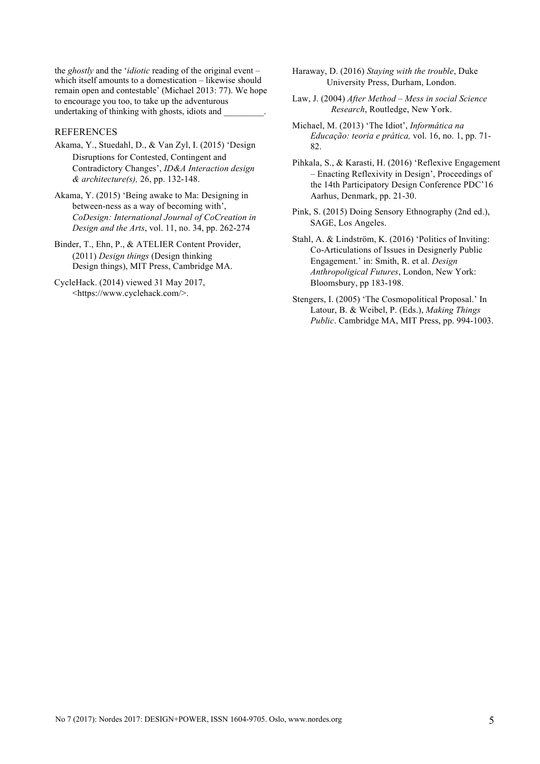the *ghostly* and the '*idiotic* reading of the original event – which itself amounts to a domestication – likewise should remain open and contestable' (Michael 2013: 77). We hope to encourage you too, to take up the adventurous undertaking of thinking with ghosts, idiots and _________.

## REFERENCES

Akama, Y., Stuedahl, D., & Van Zyl, I. (2015) 'Design Disruptions for Contested, Contingent and Contradictory Changes', *ID&A Interaction design & architecture(s),* 26, pp. 132-148.

Akama, Y. (2015) 'Being awake to Ma: Designing in between-ness as a way of becoming with', *CoDesign: International Journal of CoCreation in Design and the Arts*, vol. 11, no. 34, pp. 262-274

Binder, T., Ehn, P., & ATELIER Content Provider, (2011) *Design things* (Design thinking Design things), MIT Press, Cambridge MA.

CycleHack. (2014) viewed 31 May 2017, <https://www.cyclehack.com/>.

Haraway, D. (2016) *Staying with the trouble*, Duke University Press, Durham, London.

Law, J. (2004) *After Method – Mess in social Science Research*, Routledge, New York.

Michael, M. (2013) 'The Idiot', *Informática na Educação: teoria e prática,* vol. 16, no. 1, pp. 71-82.

Pihkala, S., & Karasti, H. (2016) 'Reflexive Engagement – Enacting Reflexivity in Design', Proceedings of the 14th Participatory Design Conference PDC'16 Aarhus, Denmark, pp. 21-30.

Pink, S. (2015) Doing Sensory Ethnography (2nd ed.), SAGE, Los Angeles.

Stahl, A. & Lindström, K. (2016) 'Politics of Inviting: Co-Articulations of Issues in Designerly Public Engagement.' in: Smith, R. et al. *Design Anthropoligical Futures*, London, New York: Bloomsbury, pp 183-198.

Stengers, I. (2005) 'The Cosmopolitical Proposal.' In Latour, B. & Weibel, P. (Eds.), *Making Things Public*. Cambridge MA, MIT Press, pp. 994-1003.